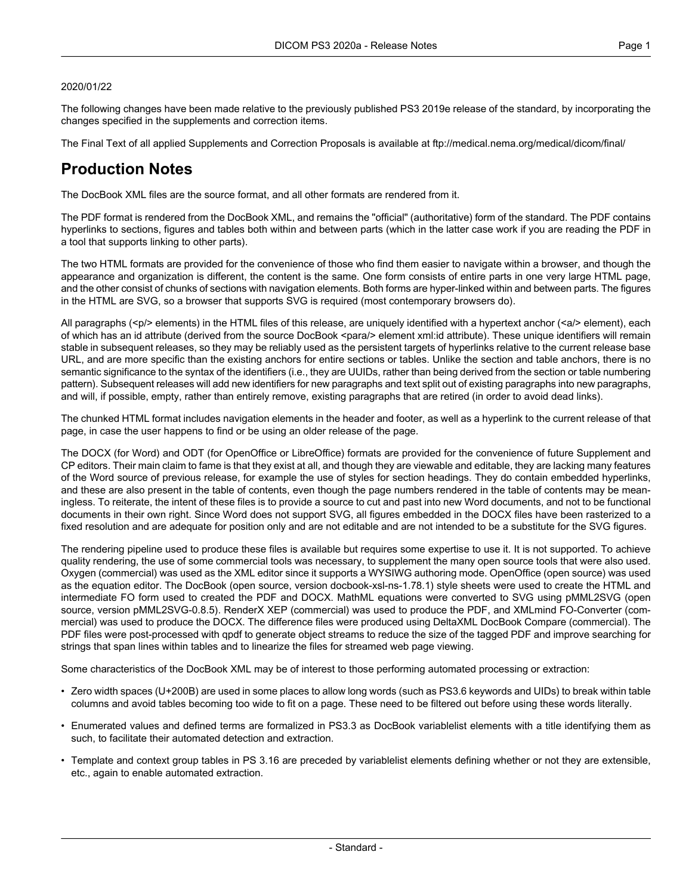2020/01/22

The following changes have been made relative to the previously published PS3 2019e release of the standard, by incorporating the changes specified in the supplements and correction items.

The Final Text of all applied Supplements and Correction Proposals is available at ftp://medical.nema.org/medical/dicom/final/

## Production Notes

The DocBook XML files are the source format, and all other formats are rendered from it.

The PDF format is rendered from the DocBook XML, and remains the "official" (authoritative) form of the standard. The PDF contains hyperlinks to sections, figures and tables both within and between parts (which in the latter case work if you are reading the PDF in a tool that supports linking to other parts).

The two HTML formats are provided for the convenience of those who find them easier to navigate within a browser, and though the appearance and organization is different, the content is the same. One form consists of entire parts in one very large HTML page, and the other consist of chunks of sections with navigation elements. Both forms are hyper-linked within and between parts. The figures in the HTML are SVG, so a browser that supports SVG is required (most contemporary browsers do).

All paragraphs (<p/> elements) in the HTML files of this release, are uniquely identified with a hypertext anchor (<a/> element), each of which has an id attribute (derived from the source DocBook <para/> element xml:id attribute). These unique identifiers will remain stable in subsequent releases, so they may be reliably used as the persistent targets of hyperlinks relative to the current release base URL, and are more specific than the existing anchors for entire sections or tables. Unlike the section and table anchors, there is no semantic significance to the syntax of the identifiers (i.e., they are UUIDs, rather than being derived from the section or table numbering pattern). Subsequent releases will add new identifiers for new paragraphs and text split out of existing paragraphs into new paragraphs, and will, if possible, empty, rather than entirely remove, existing paragraphs that are retired (in order to avoid dead links).

The chunked HTML format includes navigation elements in the header and footer, as well as a hyperlink to the current release of that page, in case the user happens to find or be using an older release of the page.

The DOCX (for Word) and ODT (for OpenOffice or LibreOffice) formats are provided for the convenience of future Supplement and CP editors. Their main claim to fame is that they exist at all, and though they are viewable and editable, they are lacking many features of the Word source of previous release, for example the use of styles for section headings. They do contain embedded hyperlinks, and these are also present in the table of contents, even though the page numbers rendered in the table of contents may be meaningless. To reiterate, the intent of these files is to provide a source to cut and past into new Word documents, and not to be functional documents in their own right. Since Word does not support SVG, all figures embedded in the DOCX files have been rasterized to a fixed resolution and are adequate for position only and are not editable and are not intended to be a substitute for the SVG figures.

The rendering pipeline used to produce these files is available but requires some expertise to use it. It is not supported. To achieve quality rendering, the use of some commercial tools was necessary, to supplement the many open source tools that were also used. Oxygen (commercial) was used as the XML editor since it supports a WYSIWG authoring mode. OpenOffice (open source) was used as the equation editor. The DocBook (open source, version docbook-xsl-ns-1.78.1) style sheets were used to create the HTML and intermediate FO form used to created the PDF and DOCX. MathML equations were converted to SVG using pMML2SVG (open source, version pMML2SVG-0.8.5). RenderX XEP (commercial) was used to produce the PDF, and XMLmind FO-Converter (commercial) was used to produce the DOCX. The difference files were produced using DeltaXML DocBook Compare (commercial). The PDF files were post-processed with qpdf to generate object streams to reduce the size of the tagged PDF and improve searching for strings that span lines within tables and to linearize the files for streamed web page viewing.

Some characteristics of the DocBook XML may be of interest to those performing automated processing or extraction:

- Zero width spaces (U+200B) are used in some places to allow long words (such as PS3.6 keywords and UIDs) to break within table columns and avoid tables becoming too wide to fit on a page. These need to be filtered out before using these words literally.
- Enumerated values and defined terms are formalized in PS3.3 as DocBook variablelist elements with a title identifying them as such, to facilitate their automated detection and extraction.
- Template and context group tables in PS 3.16 are preceded by variablelist elements defining whether or not they are extensible, etc., again to enable automated extraction.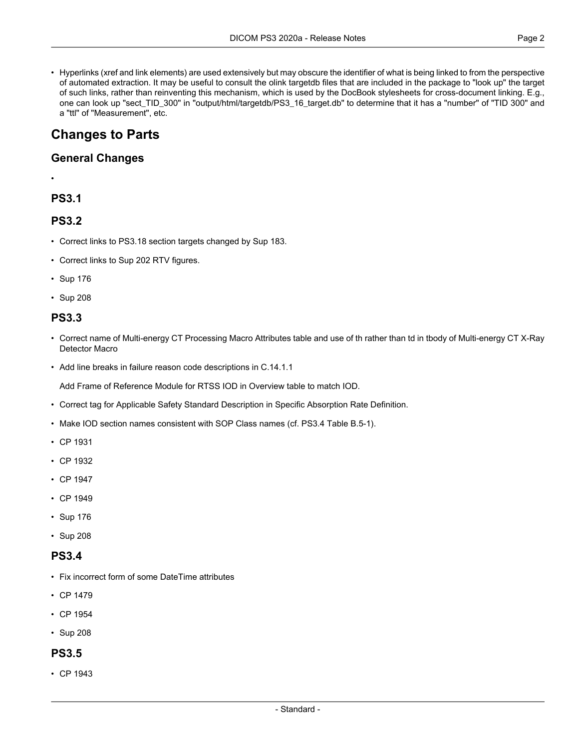- Hyperlinks (xref and link elements) are used extensively but may obscure the identifier of what is being linked to from the perspective of automated extraction. It may be useful to consult the olink targetdb files that are included in the package to "look up" the target of such links, rather than reinventing this mechanism, which is used by the DocBook stylesheets for cross-document linking. E.g., one can look up "sect_TID_300" in "output/html/targetdb/PS3_16_target.db" to determine that it has a "number" of "TID 300" and a "ttl" of "Measurement", etc.

## Changes to Parts

### General Changes

- 

### PS3.1

### PS3.2

- Correct links to PS3.18 section targets changed by Sup 183.
- Correct links to Sup 202 RTV figures.
- Sup 176
- Sup 208

### PS3.3

- Correct name of Multi-energy CT Processing Macro Attributes table and use of th rather than td in tbody of Multi-energy CT X-Ray Detector Macro
- Add line breaks in failure reason code descriptions in C.14.1.1

  Add Frame of Reference Module for RTSS IOD in Overview table to match IOD.
- Correct tag for Applicable Safety Standard Description in Specific Absorption Rate Definition.
- Make IOD section names consistent with SOP Class names (cf. PS3.4 Table B.5-1).
- CP 1931
- CP 1932
- CP 1947
- CP 1949
- Sup 176
- Sup 208

### PS3.4

- Fix incorrect form of some DateTime attributes
- CP 1479
- CP 1954
- Sup 208

### PS3.5

- CP 1943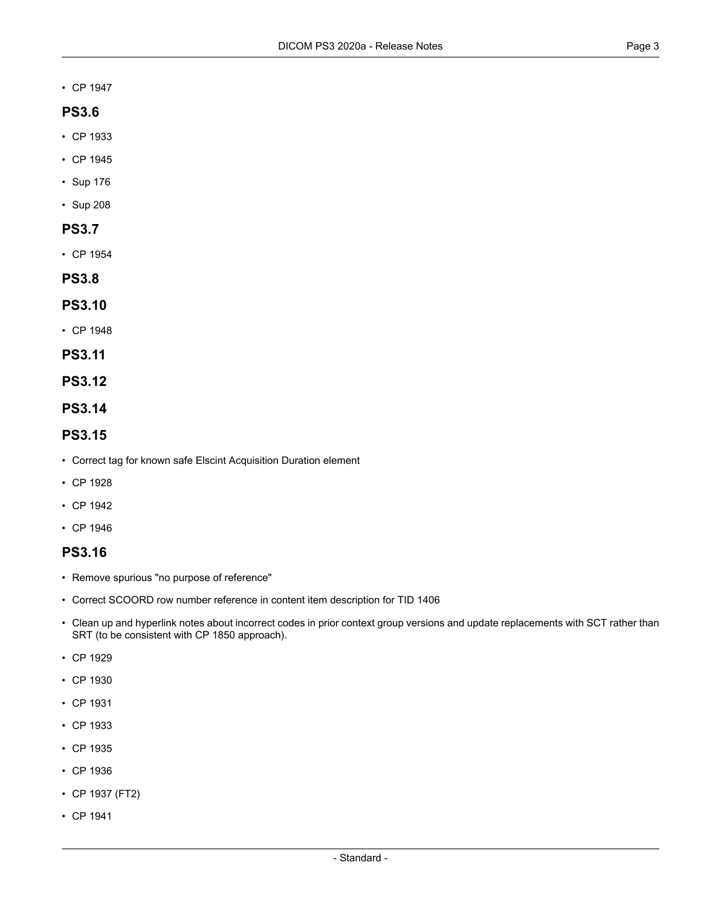- CP 1947

## PS3.6

- CP 1933
- CP 1945
- Sup 176
- Sup 208

## PS3.7

- CP 1954

## PS3.8

## PS3.10

- CP 1948

## PS3.11

## PS3.12

## PS3.14

## PS3.15

- Correct tag for known safe Elscint Acquisition Duration element
- CP 1928
- CP 1942
- CP 1946

## PS3.16

- Remove spurious "no purpose of reference"
- Correct SCOORD row number reference in content item description for TID 1406
- Clean up and hyperlink notes about incorrect codes in prior context group versions and update replacements with SCT rather than SRT (to be consistent with CP 1850 approach).
- CP 1929
- CP 1930
- CP 1931
- CP 1933
- CP 1935
- CP 1936
- CP 1937 (FT2)
- CP 1941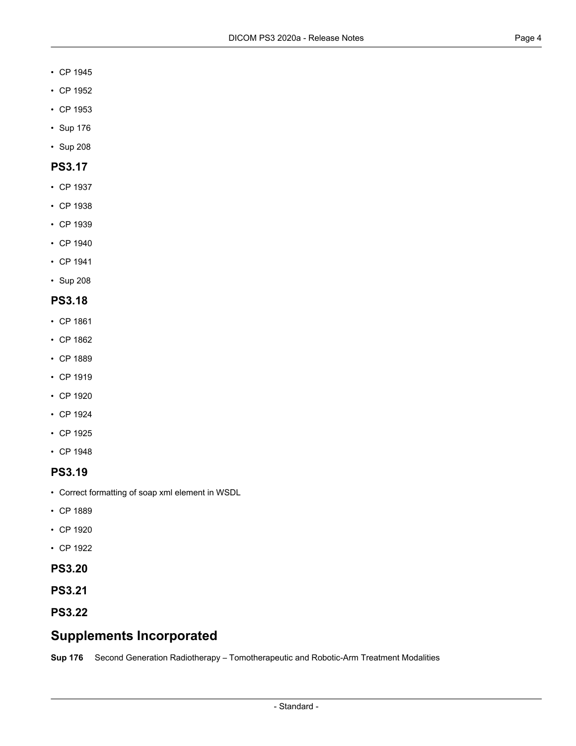- CP 1945
- CP 1952
- CP 1953
- Sup 176
- Sup 208

## PS3.17

- CP 1937
- CP 1938
- CP 1939
- CP 1940
- CP 1941
- Sup 208

## PS3.18

- CP 1861
- CP 1862
- CP 1889
- CP 1919
- CP 1920
- CP 1924
- CP 1925
- CP 1948

## PS3.19

- Correct formatting of soap xml element in WSDL
- CP 1889
- CP 1920
- CP 1922

## PS3.20

## PS3.21

## PS3.22

# Supplements Incorporated

**Sup 176** Second Generation Radiotherapy – Tomotherapeutic and Robotic-Arm Treatment Modalities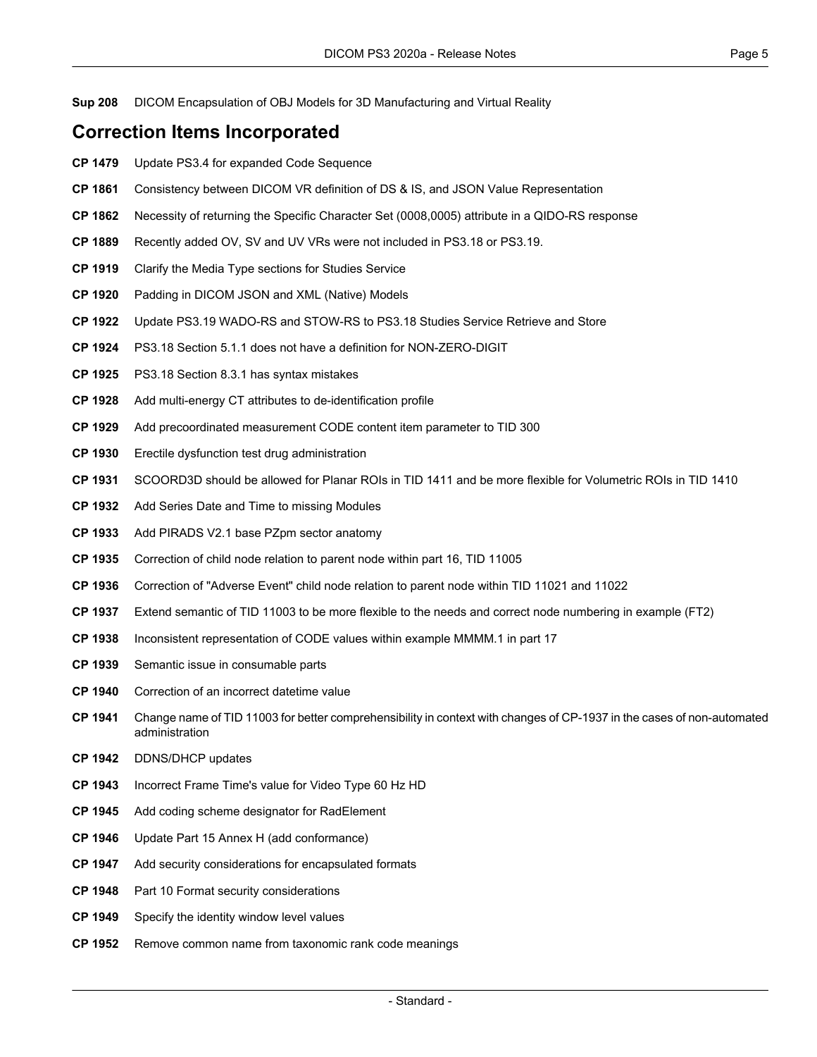**Sup 208** DICOM Encapsulation of OBJ Models for 3D Manufacturing and Virtual Reality

## Correction Items Incorporated

**CP 1479** Update PS3.4 for expanded Code Sequence

**CP 1861** Consistency between DICOM VR definition of DS & IS, and JSON Value Representation

**CP 1862** Necessity of returning the Specific Character Set (0008,0005) attribute in a QIDO-RS response

**CP 1889** Recently added OV, SV and UV VRs were not included in PS3.18 or PS3.19.

**CP 1919** Clarify the Media Type sections for Studies Service

**CP 1920** Padding in DICOM JSON and XML (Native) Models

**CP 1922** Update PS3.19 WADO-RS and STOW-RS to PS3.18 Studies Service Retrieve and Store

**CP 1924** PS3.18 Section 5.1.1 does not have a definition for NON-ZERO-DIGIT

**CP 1925** PS3.18 Section 8.3.1 has syntax mistakes

**CP 1928** Add multi-energy CT attributes to de-identification profile

**CP 1929** Add precoordinated measurement CODE content item parameter to TID 300

**CP 1930** Erectile dysfunction test drug administration

**CP 1931** SCOORD3D should be allowed for Planar ROIs in TID 1411 and be more flexible for Volumetric ROIs in TID 1410

**CP 1932** Add Series Date and Time to missing Modules

**CP 1933** Add PIRADS V2.1 base PZpm sector anatomy

**CP 1935** Correction of child node relation to parent node within part 16, TID 11005

**CP 1936** Correction of "Adverse Event" child node relation to parent node within TID 11021 and 11022

**CP 1937** Extend semantic of TID 11003 to be more flexible to the needs and correct node numbering in example (FT2)

**CP 1938** Inconsistent representation of CODE values within example MMMM.1 in part 17

**CP 1939** Semantic issue in consumable parts

**CP 1940** Correction of an incorrect datetime value

**CP 1941** Change name of TID 11003 for better comprehensibility in context with changes of CP-1937 in the cases of non-automated administration

**CP 1942** DDNS/DHCP updates

**CP 1943** Incorrect Frame Time's value for Video Type 60 Hz HD

**CP 1945** Add coding scheme designator for RadElement

**CP 1946** Update Part 15 Annex H (add conformance)

**CP 1947** Add security considerations for encapsulated formats

**CP 1948** Part 10 Format security considerations

**CP 1949** Specify the identity window level values

**CP 1952** Remove common name from taxonomic rank code meanings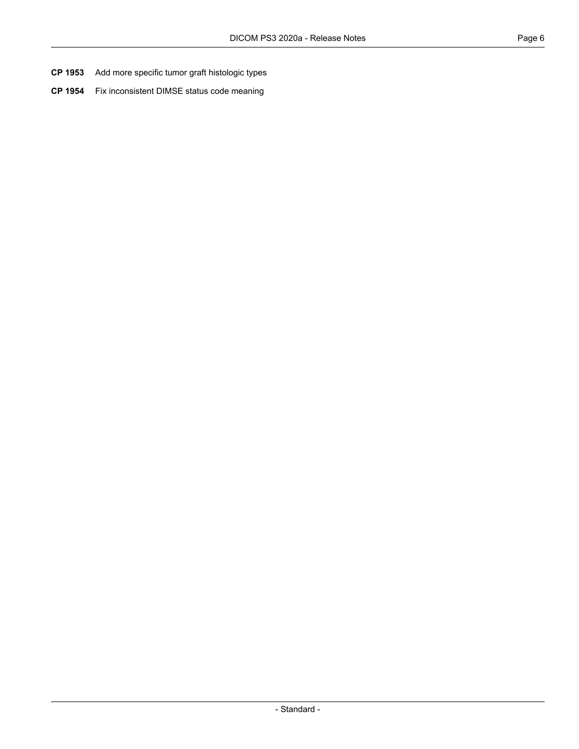**CP 1953** Add more specific tumor graft histologic types

**CP 1954** Fix inconsistent DIMSE status code meaning